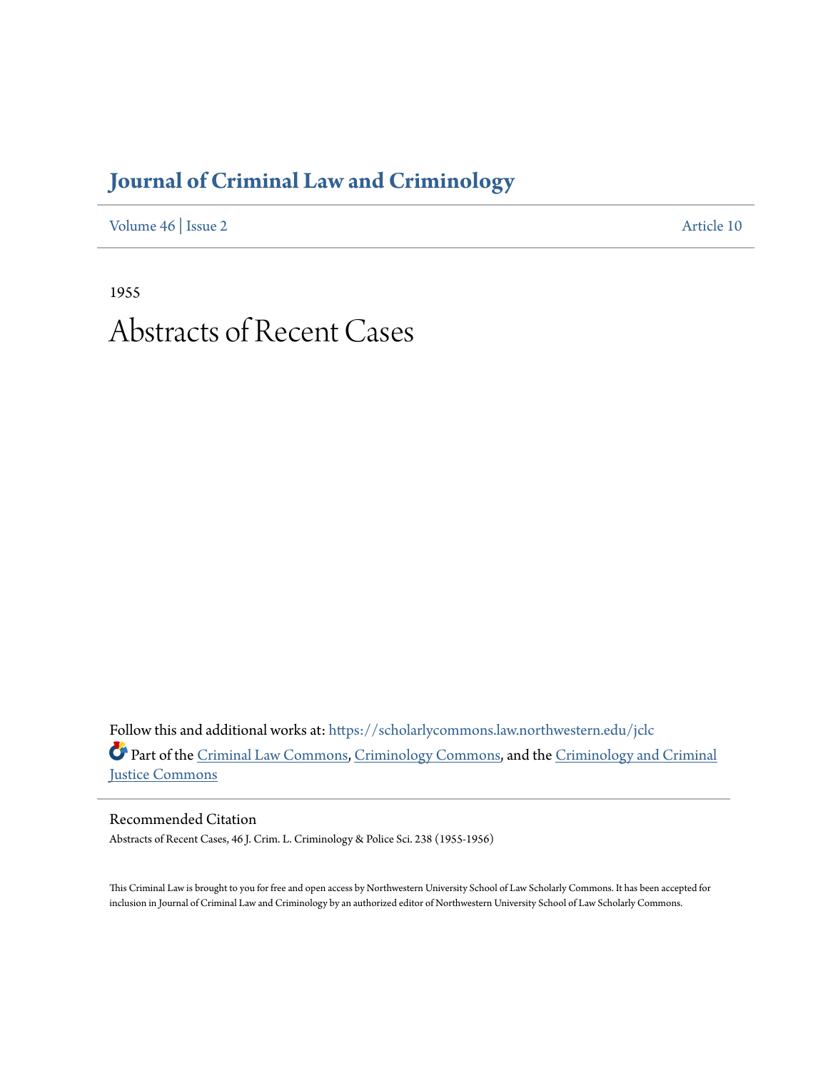# Journal of Criminal Law and Criminology

Volume 46 | Issue 2 Article 10

1955

# Abstracts of Recent Cases

Follow this and additional works at: https://scholarlycommons.law.northwestern.edu/jclc

Part of the Criminal Law Commons, Criminology Commons, and the Criminology and Criminal Justice Commons

## Recommended Citation

Abstracts of Recent Cases, 46 J. Crim. L. Criminology & Police Sci. 238 (1955-1956)

This Criminal Law is brought to you for free and open access by Northwestern University School of Law Scholarly Commons. It has been accepted for inclusion in Journal of Criminal Law and Criminology by an authorized editor of Northwestern University School of Law Scholarly Commons.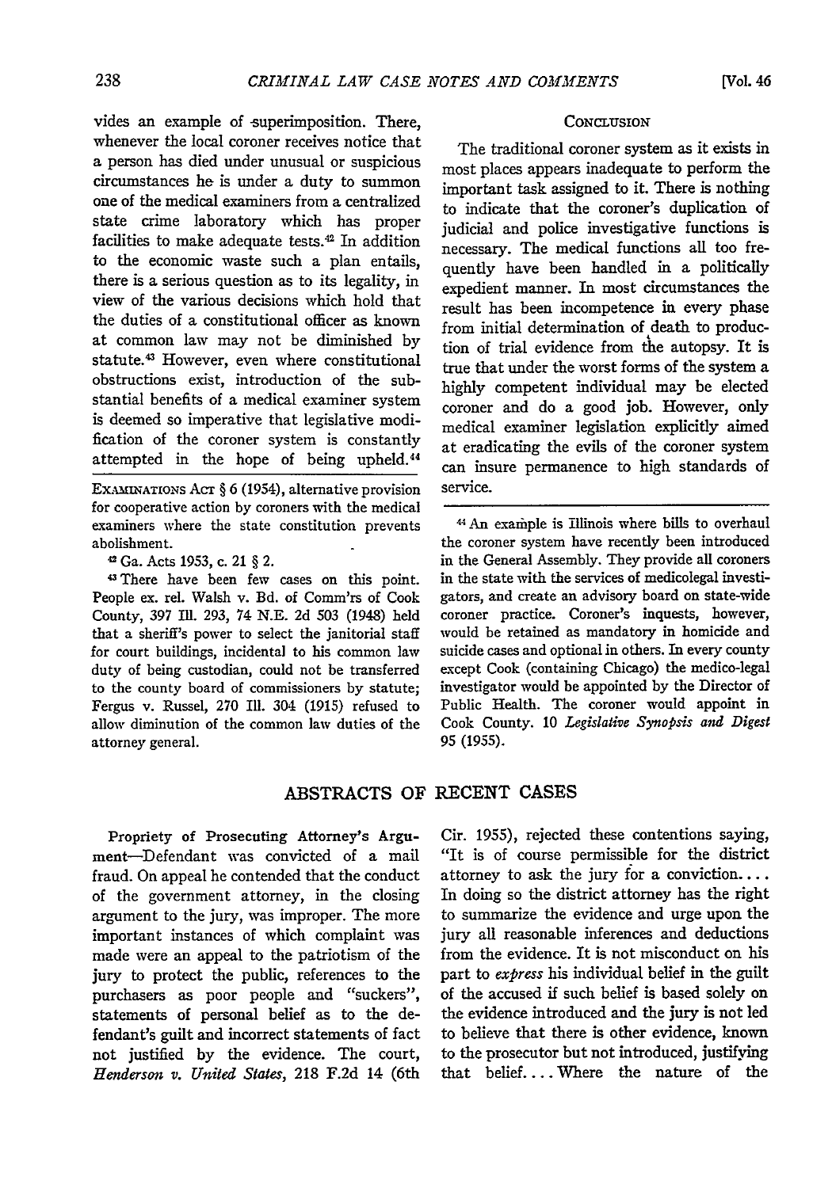vides an example of superimposition. There, whenever the local coroner receives notice that a person has died under unusual or suspicious circumstances he is under a duty to summon one of the medical examiners from a centralized state crime laboratory which has proper facilities to make adequate tests.[42] In addition to the economic waste such a plan entails, there is a serious question as to its legality, in view of the various decisions which hold that the duties of a constitutional officer as known at common law may not be diminished by statute.[43] However, even where constitutional obstructions exist, introduction of the substantial benefits of a medical examiner system is deemed so imperative that legislative modification of the coroner system is constantly attempted in the hope of being upheld.[44]

EXAMINATIONS ACT § 6 (1954), alternative provision for cooperative action by coroners with the medical examiners where the state constitution prevents abolishment.

[42] Ga. Acts 1953, c. 21 § 2.

[43] There have been few cases on this point. People ex. rel. Walsh v. Bd. of Comm'rs of Cook County, 397 Ill. 293, 74 N.E. 2d 503 (1948) held that a sheriff's power to select the janitorial staff for court buildings, incidental to his common law duty of being custodian, could not be transferred to the county board of commissioners by statute; Fergus v. Russel, 270 Ill. 304 (1915) refused to allow diminution of the common law duties of the attorney general.

## CONCLUSION

The traditional coroner system as it exists in most places appears inadequate to perform the important task assigned to it. There is nothing to indicate that the coroner's duplication of judicial and police investigative functions is necessary. The medical functions all too frequently have been handled in a politically expedient manner. In most circumstances the result has been incompetence in every phase from initial determination of death to production of trial evidence from the autopsy. It is true that under the worst forms of the system a highly competent individual may be elected coroner and do a good job. However, only medical examiner legislation explicitly aimed at eradicating the evils of the coroner system can insure permanence to high standards of service.

[44] An example is Illinois where bills to overhaul the coroner system have recently been introduced in the General Assembly. They provide all coroners in the state with the services of medicolegal investigators, and create an advisory board on state-wide coroner practice. Coroner's inquests, however, would be retained as mandatory in homicide and suicide cases and optional in others. In every county except Cook (containing Chicago) the medico-legal investigator would be appointed by the Director of Public Health. The coroner would appoint in Cook County. 10 *Legislative Synopsis and Digest* 95 (1955).

# ABSTRACTS OF RECENT CASES

**Propriety of Prosecuting Attorney's Argument**—Defendant was convicted of a mail fraud. On appeal he contended that the conduct of the government attorney, in the closing argument to the jury, was improper. The more important instances of which complaint was made were an appeal to the patriotism of the jury to protect the public, references to the purchasers as poor people and "suckers", statements of personal belief as to the defendant's guilt and incorrect statements of fact not justified by the evidence. The court, *Henderson v. United States*, 218 F.2d 14 (6th Cir. 1955), rejected these contentions saying, "It is of course permissible for the district attorney to ask the jury for a conviction.... In doing so the district attorney has the right to summarize the evidence and urge upon the jury all reasonable inferences and deductions from the evidence. It is not misconduct on his part to *express* his individual belief in the guilt of the accused if such belief is based solely on the evidence introduced and the jury is not led to believe that there is other evidence, known to the prosecutor but not introduced, justifying that belief.... Where the nature of the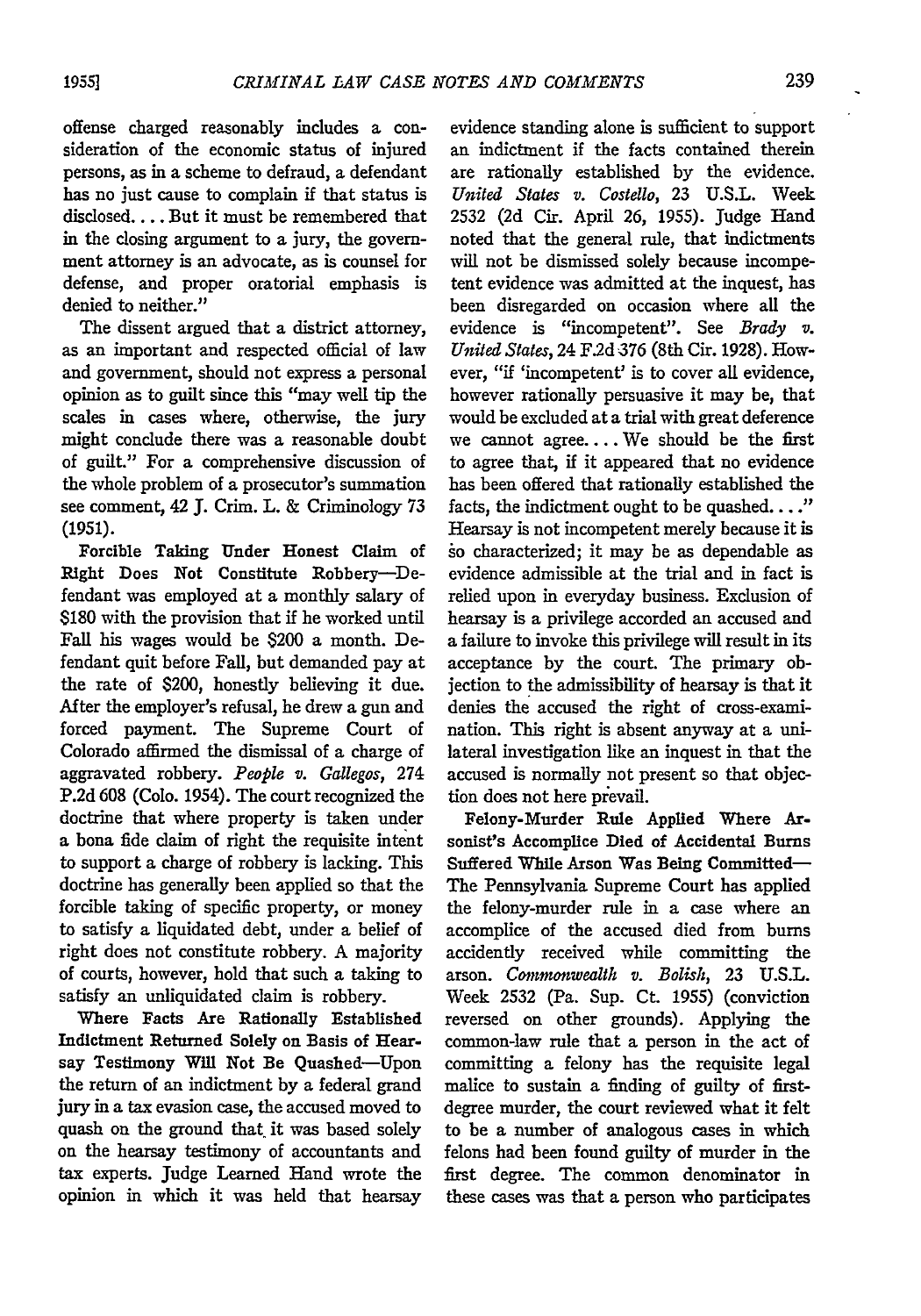offense charged reasonably includes a consideration of the economic status of injured persons, as in a scheme to defraud, a defendant has no just cause to complain if that status is disclosed. . . . But it must be remembered that in the closing argument to a jury, the government attorney is an advocate, as is counsel for defense, and proper oratorial emphasis is denied to neither."

The dissent argued that a district attorney, as an important and respected official of law and government, should not express a personal opinion as to guilt since this "may well tip the scales in cases where, otherwise, the jury might conclude there was a reasonable doubt of guilt." For a comprehensive discussion of the whole problem of a prosecutor's summation see comment, 42 J. Crim. L. & Criminology 73 (1951).

**Forcible Taking Under Honest Claim of Right Does Not Constitute Robbery**—Defendant was employed at a monthly salary of $180 with the provision that if he worked until Fall his wages would be $200 a month. Defendant quit before Fall, but demanded pay at the rate of $200, honestly believing it due. After the employer's refusal, he drew a gun and forced payment. The Supreme Court of Colorado affirmed the dismissal of a charge of aggravated robbery. *People v. Gallegos*, 274 P.2d 608 (Colo. 1954). The court recognized the doctrine that where property is taken under a bona fide claim of right the requisite intent to support a charge of robbery is lacking. This doctrine has generally been applied so that the forcible taking of specific property, or money to satisfy a liquidated debt, under a belief of right does not constitute robbery. A majority of courts, however, hold that such a taking to satisfy an unliquidated claim is robbery.

**Where Facts Are Rationally Established Indictment Returned Solely on Basis of Hearsay Testimony Will Not Be Quashed**—Upon the return of an indictment by a federal grand jury in a tax evasion case, the accused moved to quash on the ground that it was based solely on the hearsay testimony of accountants and tax experts. Judge Learned Hand wrote the opinion in which it was held that hearsay evidence standing alone is sufficient to support an indictment if the facts contained therein are rationally established by the evidence. *United States v. Costello*, 23 U.S.L. Week 2532 (2d Cir. April 26, 1955). Judge Hand noted that the general rule, that indictments will not be dismissed solely because incompetent evidence was admitted at the inquest, has been disregarded on occasion where all the evidence is "incompetent". See *Brady v. United States*, 24 F.2d 376 (8th Cir. 1928). However, "if 'incompetent' is to cover all evidence, however rationally persuasive it may be, that would be excluded at a trial with great deference we cannot agree. . . . We should be the first to agree that, if it appeared that no evidence has been offered that rationally established the facts, the indictment ought to be quashed. . . ." Hearsay is not incompetent merely because it is so characterized; it may be as dependable as evidence admissible at the trial and in fact is relied upon in everyday business. Exclusion of hearsay is a privilege accorded an accused and a failure to invoke this privilege will result in its acceptance by the court. The primary objection to the admissibility of hearsay is that it denies the accused the right of cross-examination. This right is absent anyway at a unilateral investigation like an inquest in that the accused is normally not present so that objection does not here prevail.

**Felony-Murder Rule Applied Where Arsonist's Accomplice Died of Accidental Burns Suffered While Arson Was Being Committed**—The Pennsylvania Supreme Court has applied the felony-murder rule in a case where an accomplice of the accused died from burns accidently received while committing the arson. *Commonwealth v. Bolish*, 23 U.S.L. Week 2532 (Pa. Sup. Ct. 1955) (conviction reversed on other grounds). Applying the common-law rule that a person in the act of committing a felony has the requisite legal malice to sustain a finding of guilty of first-degree murder, the court reviewed what it felt to be a number of analogous cases in which felons had been found guilty of murder in the first degree. The common denominator in these cases was that a person who participates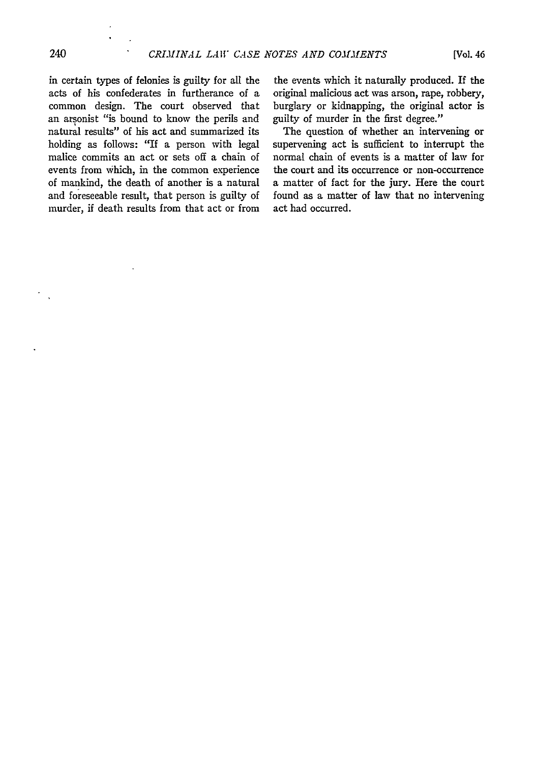in certain types of felonies is guilty for all the acts of his confederates in furtherance of a common design. The court observed that an arsonist "is bound to know the perils and natural results" of his act and summarized its holding as follows: "If a person with legal malice commits an act or sets off a chain of events from which, in the common experience of mankind, the death of another is a natural and foreseeable result, that person is guilty of murder, if death results from that act or from the events which it naturally produced. If the original malicious act was arson, rape, robbery, burglary or kidnapping, the original actor is guilty of murder in the first degree."

The question of whether an intervening or supervening act is sufficient to interrupt the normal chain of events is a matter of law for the court and its occurrence or non-occurrence a matter of fact for the jury. Here the court found as a matter of law that no intervening act had occurred.